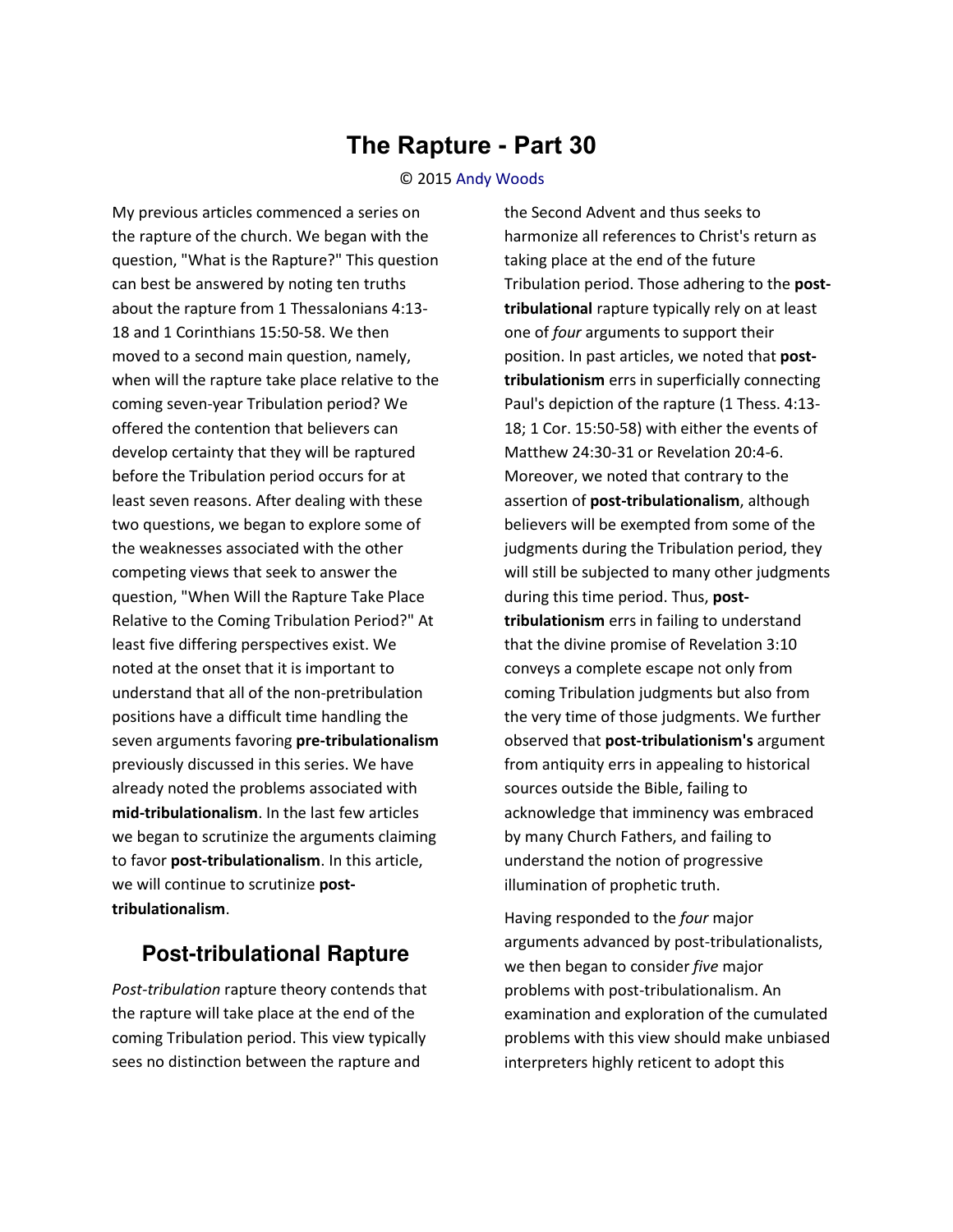# The Rapture - Part 30

© 2015 Andy Woods

My previous articles commenced a series on the rapture of the church. We began with the question, "What is the Rapture?" This question can best be answered by noting ten truths about the rapture from 1 Thessalonians 4:13-18 and 1 Corinthians 15:50-58. We then moved to a second main question, namely, when will the rapture take place relative to the coming seven-year Tribulation period? We offered the contention that believers can develop certainty that they will be raptured before the Tribulation period occurs for at least seven reasons. After dealing with these two questions, we began to explore some of the weaknesses associated with the other competing views that seek to answer the question, "When Will the Rapture Take Place Relative to the Coming Tribulation Period?" At least five differing perspectives exist. We noted at the onset that it is important to understand that all of the non-pretribulation positions have a difficult time handling the seven arguments favoring **pre-tribulationalism** previously discussed in this series. We have already noted the problems associated with **mid-tribulationalism**. In the last few articles we began to scrutinize the arguments claiming to favor **post-tribulationalism**. In this article, we will continue to scrutinize **post-tribulationalism**.

## Post-tribulational Rapture

*Post-tribulation* rapture theory contends that the rapture will take place at the end of the coming Tribulation period. This view typically sees no distinction between the rapture and the Second Advent and thus seeks to harmonize all references to Christ's return as taking place at the end of the future Tribulation period. Those adhering to the **post-tribulational** rapture typically rely on at least one of *four* arguments to support their position. In past articles, we noted that **post-tribulationism** errs in superficially connecting Paul's depiction of the rapture (1 Thess. 4:13-18; 1 Cor. 15:50-58) with either the events of Matthew 24:30-31 or Revelation 20:4-6. Moreover, we noted that contrary to the assertion of **post-tribulationalism**, although believers will be exempted from some of the judgments during the Tribulation period, they will still be subjected to many other judgments during this time period. Thus, **post-tribulationism** errs in failing to understand that the divine promise of Revelation 3:10 conveys a complete escape not only from coming Tribulation judgments but also from the very time of those judgments. We further observed that **post-tribulationism's** argument from antiquity errs in appealing to historical sources outside the Bible, failing to acknowledge that imminency was embraced by many Church Fathers, and failing to understand the notion of progressive illumination of prophetic truth.

Having responded to the *four* major arguments advanced by post-tribulationalists, we then began to consider *five* major problems with post-tribulationalism. An examination and exploration of the cumulated problems with this view should make unbiased interpreters highly reticent to adopt this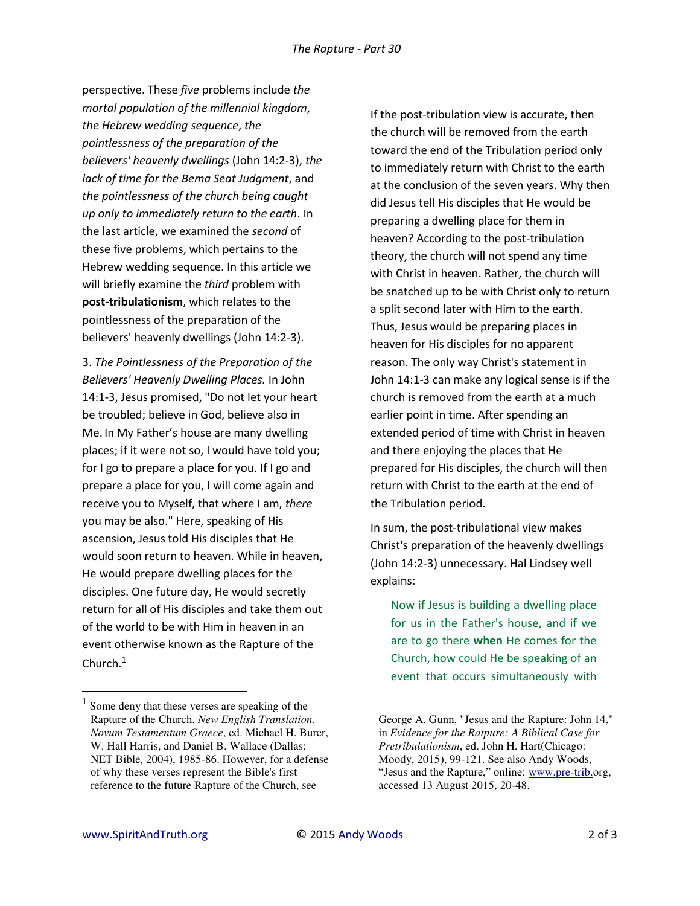perspective. These *five* problems include *the mortal population of the millennial kingdom*, *the Hebrew wedding sequence*, *the pointlessness of the preparation of the believers' heavenly dwellings* (John 14:2-3), *the lack of time for the Bema Seat Judgment*, and *the pointlessness of the church being caught up only to immediately return to the earth*. In the last article, we examined the *second* of these five problems, which pertains to the Hebrew wedding sequence. In this article we will briefly examine the *third* problem with **post-tribulationism**, which relates to the pointlessness of the preparation of the believers' heavenly dwellings (John 14:2-3).

3. *The Pointlessness of the Preparation of the Believers' Heavenly Dwelling Places.* In John 14:1-3, Jesus promised, "Do not let your heart be troubled; believe in God, believe also in Me. In My Father's house are many dwelling places; if it were not so, I would have told you; for I go to prepare a place for you. If I go and prepare a place for you, I will come again and receive you to Myself, that where I am, *there* you may be also." Here, speaking of His ascension, Jesus told His disciples that He would soon return to heaven. While in heaven, He would prepare dwelling places for the disciples. One future day, He would secretly return for all of His disciples and take them out of the world to be with Him in heaven in an event otherwise known as the Rapture of the Church.[1]

If the post-tribulation view is accurate, then the church will be removed from the earth toward the end of the Tribulation period only to immediately return with Christ to the earth at the conclusion of the seven years. Why then did Jesus tell His disciples that He would be preparing a dwelling place for them in heaven? According to the post-tribulation theory, the church will not spend any time with Christ in heaven. Rather, the church will be snatched up to be with Christ only to return a split second later with Him to the earth. Thus, Jesus would be preparing places in heaven for His disciples for no apparent reason. The only way Christ's statement in John 14:1-3 can make any logical sense is if the church is removed from the earth at a much earlier point in time. After spending an extended period of time with Christ in heaven and there enjoying the places that He prepared for His disciples, the church will then return with Christ to the earth at the end of the Tribulation period.

In sum, the post-tribulational view makes Christ's preparation of the heavenly dwellings (John 14:2-3) unnecessary. Hal Lindsey well explains:

> Now if Jesus is building a dwelling place for us in the Father's house, and if we are to go there **when** He comes for the Church, how could He be speaking of an event that occurs simultaneously with

---

[1] Some deny that these verses are speaking of the Rapture of the Church. *New English Translation. Novum Testamentum Graece*, ed. Michael H. Burer, W. Hall Harris, and Daniel B. Wallace (Dallas: NET Bible, 2004), 1985-86. However, for a defense of why these verses represent the Bible's first reference to the future Rapture of the Church, see George A. Gunn, "Jesus and the Rapture: John 14," in *Evidence for the Ratpure: A Biblical Case for Pretribulationism*, ed. John H. Hart(Chicago: Moody, 2015), 99-121. See also Andy Woods, "Jesus and the Rapture," online: www.pre-trib.org, accessed 13 August 2015, 20-48.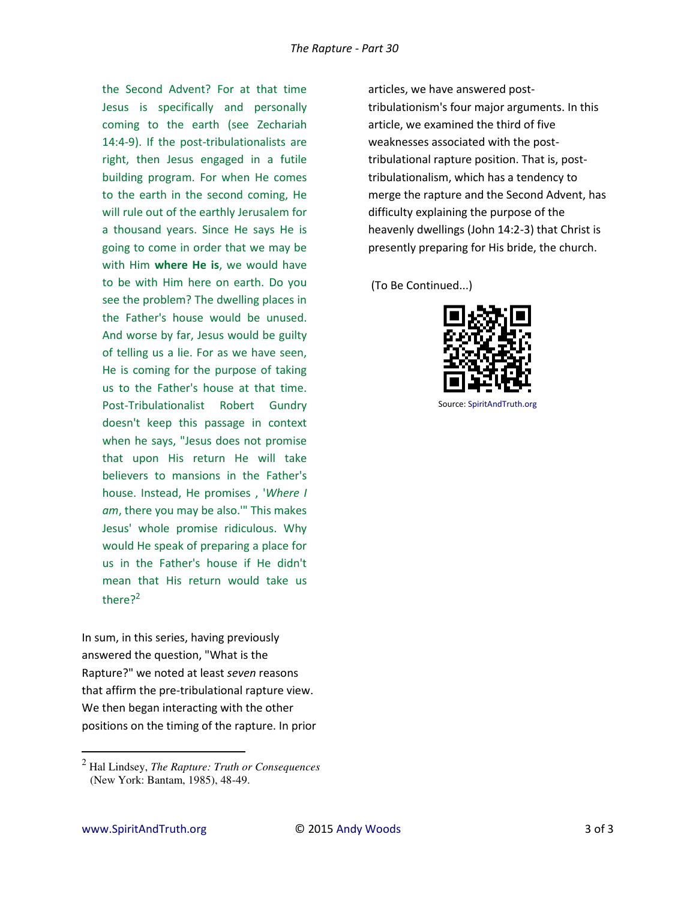the Second Advent? For at that time Jesus is specifically and personally coming to the earth (see Zechariah 14:4-9). If the post-tribulationalists are right, then Jesus engaged in a futile building program. For when He comes to the earth in the second coming, He will rule out of the earthly Jerusalem for a thousand years. Since He says He is going to come in order that we may be with Him **where He is**, we would have to be with Him here on earth. Do you see the problem? The dwelling places in the Father's house would be unused. And worse by far, Jesus would be guilty of telling us a lie. For as we have seen, He is coming for the purpose of taking us to the Father's house at that time. Post-Tribulationalist Robert Gundry doesn't keep this passage in context when he says, "Jesus does not promise that upon His return He will take believers to mansions in the Father's house. Instead, He promises , '*Where I am*, there you may be also.'" This makes Jesus' whole promise ridiculous. Why would He speak of preparing a place for us in the Father's house if He didn't mean that His return would take us there?[2]

In sum, in this series, having previously answered the question, "What is the Rapture?" we noted at least *seven* reasons that affirm the pre-tribulational rapture view. We then began interacting with the other positions on the timing of the rapture. In prior articles, we have answered post-tribulationism's four major arguments. In this article, we examined the third of five weaknesses associated with the post-tribulational rapture position. That is, post-tribulationalism, which has a tendency to merge the rapture and the Second Advent, has difficulty explaining the purpose of the heavenly dwellings (John 14:2-3) that Christ is presently preparing for His bride, the church.

(To Be Continued...)

Source: SpiritAndTruth.org

---

[2] Hal Lindsey, *The Rapture: Truth or Consequences* (New York: Bantam, 1985), 48-49.